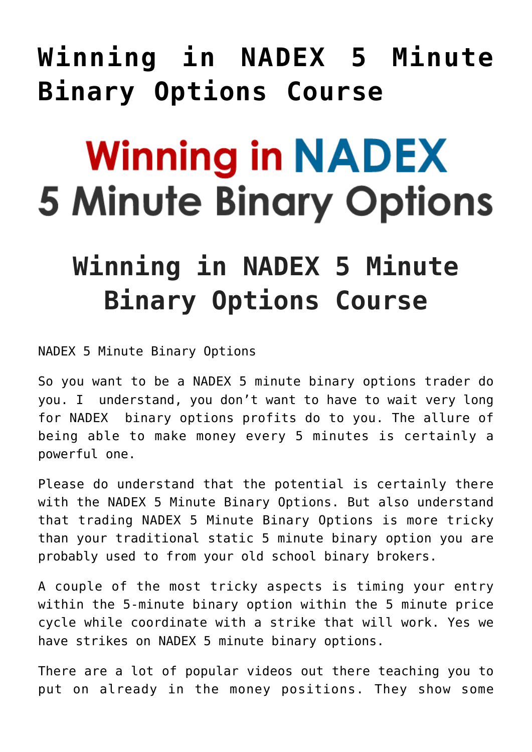# Winning in NADEX 5 Minute Binary Options Course

Winning in NADEX
5 Minute Binary Options

## Winning in NADEX 5 Minute Binary Options Course

NADEX 5 Minute Binary Options

So you want to be a NADEX 5 minute binary options trader do you. I understand, you don't want to have to wait very long for NADEX binary options profits do to you. The allure of being able to make money every 5 minutes is certainly a powerful one.

Please do understand that the potential is certainly there with the NADEX 5 Minute Binary Options. But also understand that trading NADEX 5 Minute Binary Options is more tricky than your traditional static 5 minute binary option you are probably used to from your old school binary brokers.

A couple of the most tricky aspects is timing your entry within the 5-minute binary option within the 5 minute price cycle while coordinate with a strike that will work. Yes we have strikes on NADEX 5 minute binary options.

There are a lot of popular videos out there teaching you to put on already in the money positions. They show some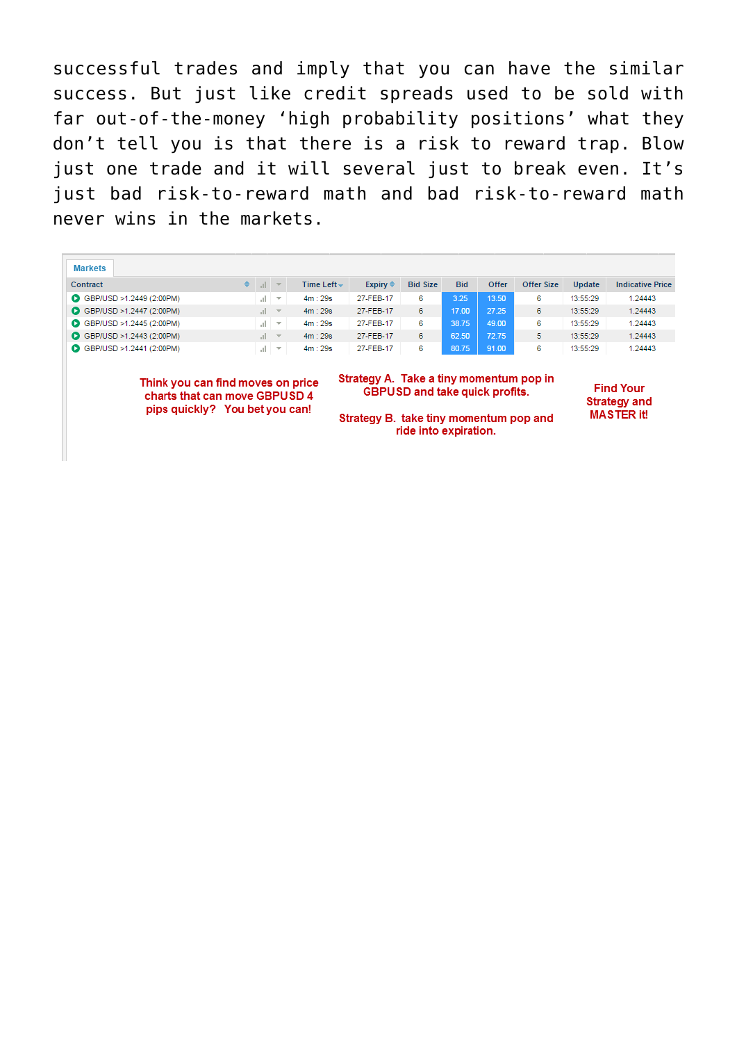successful trades and imply that you can have the similar success. But just like credit spreads used to be sold with far out-of-the-money 'high probability positions' what they don't tell you is that there is a risk to reward trap. Blow just one trade and it will several just to break even. It's just bad risk-to-reward math and bad risk-to-reward math never wins in the markets.

Markets

| Contract | | | Time Left | Expiry | Bid Size | Bid | Offer | Offer Size | Update | Indicative Price |
|---|---|---|---|---|---|---|---|---|---|---|
| GBP/USD >1.2449 (2:00PM) | | | 4m : 29s | 27-FEB-17 | 6 | 3.25 | 13.50 | 6 | 13:55:29 | 1.24443 |
| GBP/USD >1.2447 (2:00PM) | | | 4m : 29s | 27-FEB-17 | 6 | 17.00 | 27.25 | 6 | 13:55:29 | 1.24443 |
| GBP/USD >1.2445 (2:00PM) | | | 4m : 29s | 27-FEB-17 | 6 | 38.75 | 49.00 | 6 | 13:55:29 | 1.24443 |
| GBP/USD >1.2443 (2:00PM) | | | 4m : 29s | 27-FEB-17 | 6 | 62.50 | 72.75 | 5 | 13:55:29 | 1.24443 |
| GBP/USD >1.2441 (2:00PM) | | | 4m : 29s | 27-FEB-17 | 6 | 80.75 | 91.00 | 6 | 13:55:29 | 1.24443 |

Think you can find moves on price charts that can move GBPUSD 4 pips quickly? You bet you can!

Strategy A. Take a tiny momentum pop in GBPUSD and take quick profits.

Strategy B. take tiny momentum pop and ride into expiration.

Find Your Strategy and MASTER it!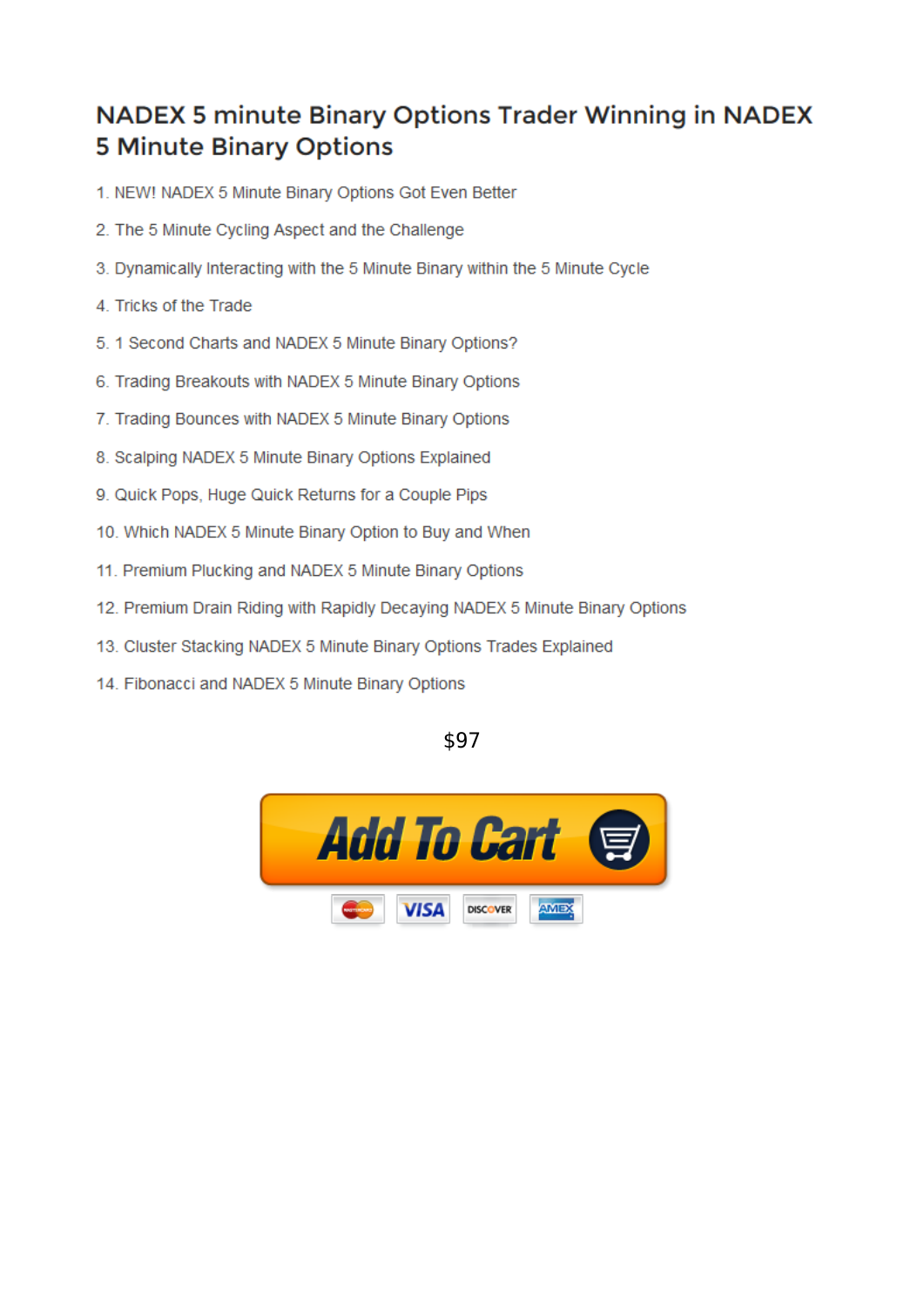## NADEX 5 minute Binary Options Trader Winning in NADEX 5 Minute Binary Options

1. NEW! NADEX 5 Minute Binary Options Got Even Better
2. The 5 Minute Cycling Aspect and the Challenge
3. Dynamically Interacting with the 5 Minute Binary within the 5 Minute Cycle
4. Tricks of the Trade
5. 1 Second Charts and NADEX 5 Minute Binary Options?
6. Trading Breakouts with NADEX 5 Minute Binary Options
7. Trading Bounces with NADEX 5 Minute Binary Options
8. Scalping NADEX 5 Minute Binary Options Explained
9. Quick Pops, Huge Quick Returns for a Couple Pips
10. Which NADEX 5 Minute Binary Option to Buy and When
11. Premium Plucking and NADEX 5 Minute Binary Options
12. Premium Drain Riding with Rapidly Decaying NADEX 5 Minute Binary Options
13. Cluster Stacking NADEX 5 Minute Binary Options Trades Explained
14. Fibonacci and NADEX 5 Minute Binary Options

$97

Add To Cart

MASTERCARD VISA DISCOVER AMEX